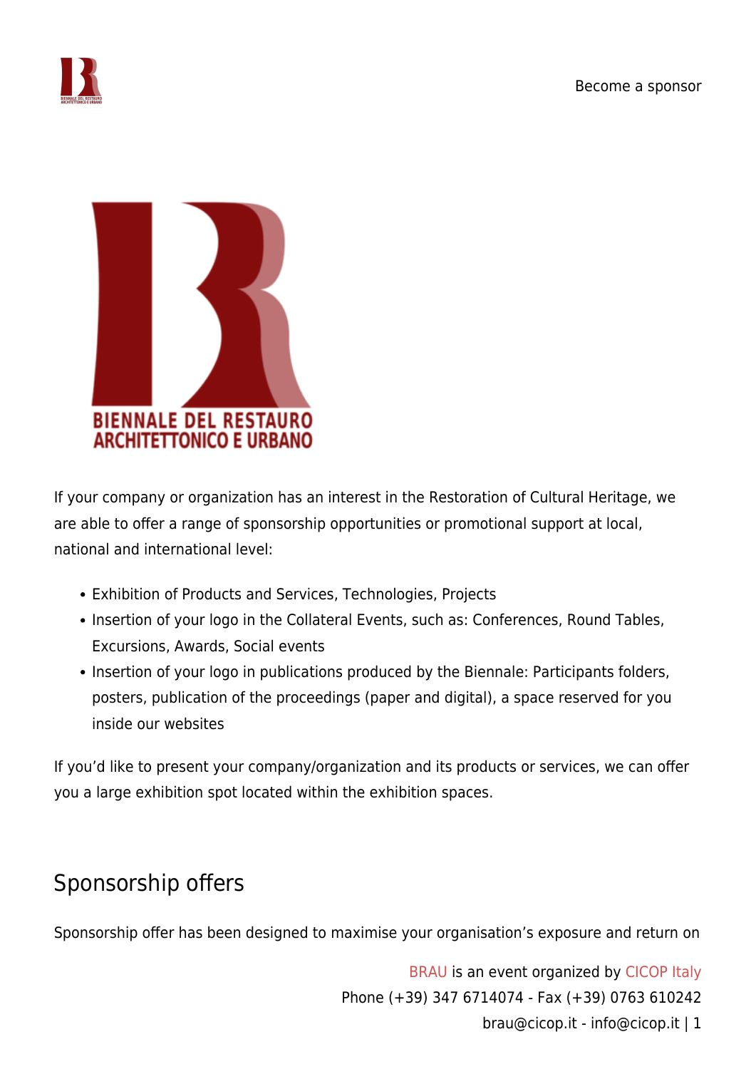Become a sponsor

BIENNALE DEL RESTAURO ARCHITETTONICO E URBANO

If your company or organization has an interest in the Restoration of Cultural Heritage, we are able to offer a range of sponsorship opportunities or promotional support at local, national and international level:

- Exhibition of Products and Services, Technologies, Projects
- Insertion of your logo in the Collateral Events, such as: Conferences, Round Tables, Excursions, Awards, Social events
- Insertion of your logo in publications produced by the Biennale: Participants folders, posters, publication of the proceedings (paper and digital), a space reserved for you inside our websites

If you'd like to present your company/organization and its products or services, we can offer you a large exhibition spot located within the exhibition spaces.

## Sponsorship offers

Sponsorship offer has been designed to maximise your organisation's exposure and return on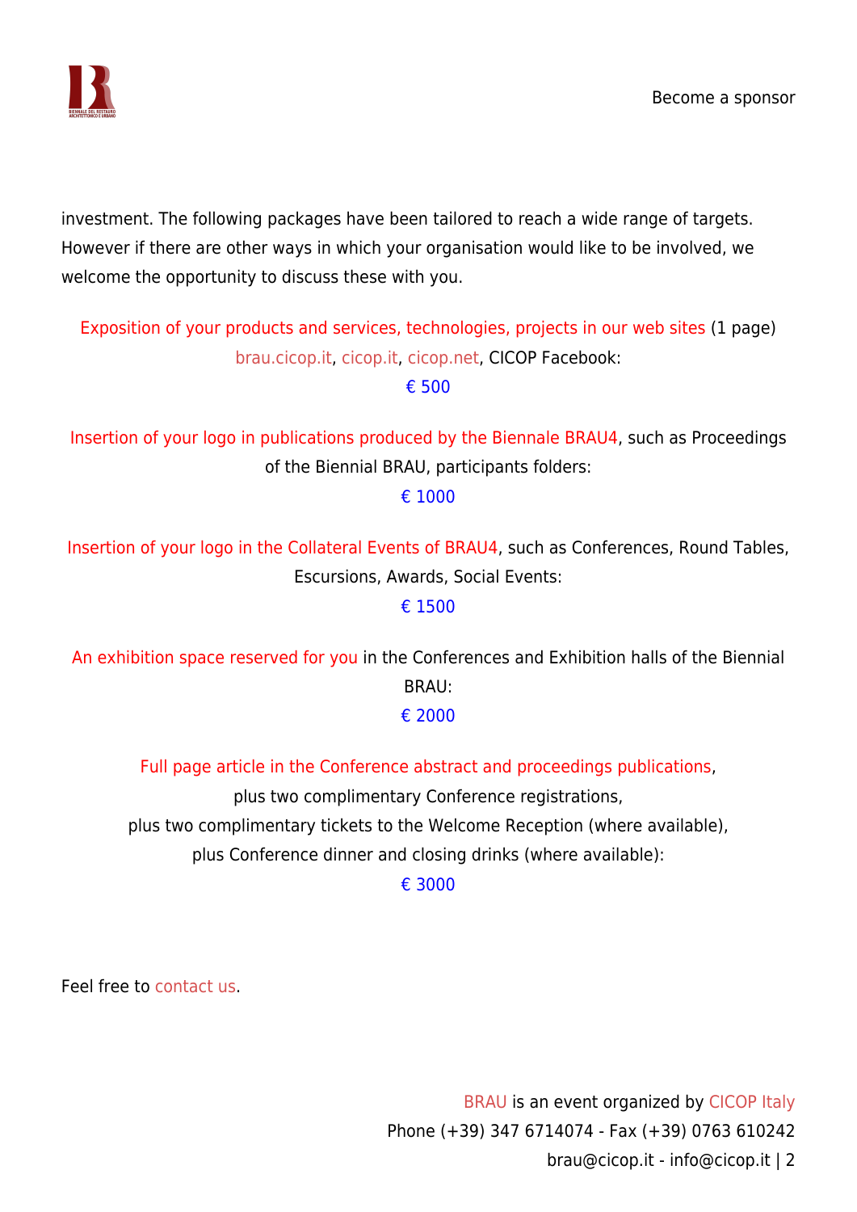investment. The following packages have been tailored to reach a wide range of targets. However if there are other ways in which your organisation would like to be involved, we welcome the opportunity to discuss these with you.

Exposition of your products and services, technologies, projects in our web sites (1 page) brau.cicop.it, cicop.it, cicop.net, CICOP Facebook:
€ 500

Insertion of your logo in publications produced by the Biennale BRAU4, such as Proceedings of the Biennial BRAU, participants folders:
€ 1000

Insertion of your logo in the Collateral Events of BRAU4, such as Conferences, Round Tables, Escursions, Awards, Social Events:
€ 1500

An exhibition space reserved for you in the Conferences and Exhibition halls of the Biennial BRAU:
€ 2000

Full page article in the Conference abstract and proceedings publications,
plus two complimentary Conference registrations,
plus two complimentary tickets to the Welcome Reception (where available),
plus Conference dinner and closing drinks (where available):
€ 3000

Feel free to contact us.

BRAU is an event organized by CICOP Italy
Phone (+39) 347 6714074 - Fax (+39) 0763 610242
brau@cicop.it - info@cicop.it